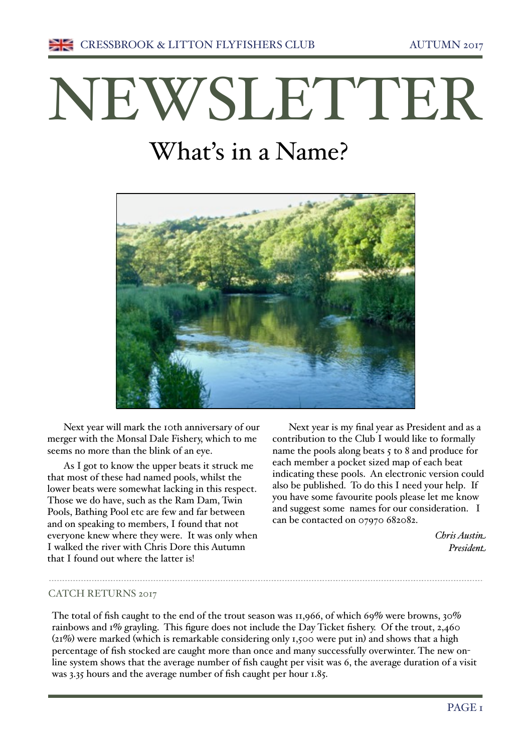CRESSBROOK & LITTON FLYFISHERS CLUB — AUTUMN 2017

# NEWSLETTER

## What's in a Name?

Next year will mark the 10th anniversary of our merger with the Monsal Dale Fishery, which to me seems no more than the blink of an eye.

As I got to know the upper beats it struck me that most of these had named pools, whilst the lower beats were somewhat lacking in this respect. Those we do have, such as the Ram Dam, Twin Pools, Bathing Pool etc are few and far between and on speaking to members, I found that not everyone knew where they were. It was only when I walked the river with Chris Dore this Autumn that I found out where the latter is!

Next year is my final year as President and as a contribution to the Club I would like to formally name the pools along beats 5 to 8 and produce for each member a pocket sized map of each beat indicating these pools. An electronic version could also be published. To do this I need your help. If you have some favourite pools please let me know and suggest some names for our consideration. I can be contacted on 07970 682082.

*Chris Austin*
*President*

---

### CATCH RETURNS 2017

The total of fish caught to the end of the trout season was 11,966, of which 69% were browns, 30% rainbows and 1% grayling. This figure does not include the Day Ticket fishery. Of the trout, 2,460 (21%) were marked (which is remarkable considering only 1,500 were put in) and shows that a high percentage of fish stocked are caught more than once and many successfully overwinter. The new on-line system shows that the average number of fish caught per visit was 6, the average duration of a visit was 3.35 hours and the average number of fish caught per hour 1.85.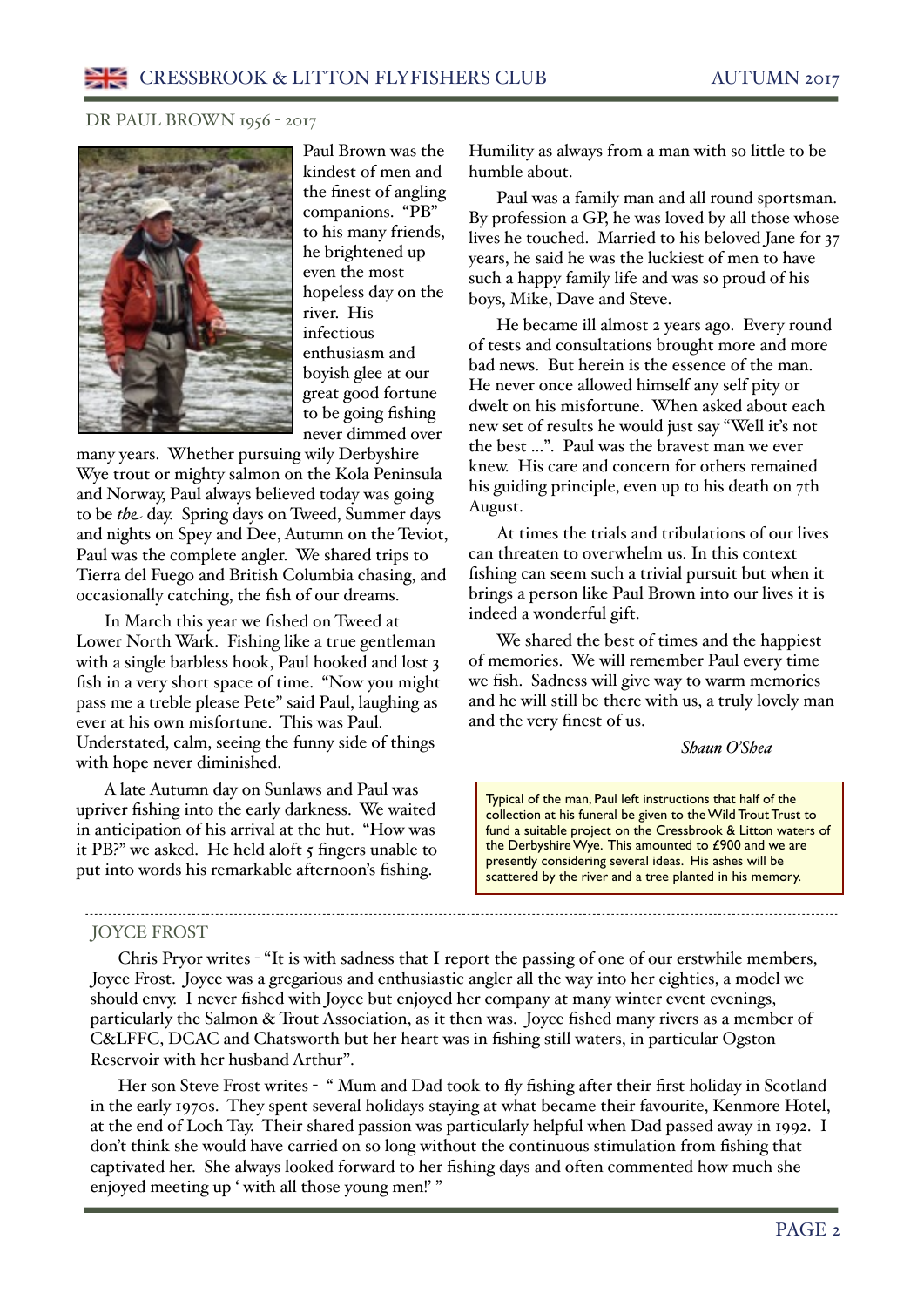## DR PAUL BROWN 1956 - 2017

Paul Brown was the kindest of men and the finest of angling companions. "PB" to his many friends, he brightened up even the most hopeless day on the river. His infectious enthusiasm and boyish glee at our great good fortune to be going fishing never dimmed over many years. Whether pursuing wily Derbyshire Wye trout or mighty salmon on the Kola Peninsula and Norway, Paul always believed today was going to be *the* day. Spring days on Tweed, Summer days and nights on Spey and Dee, Autumn on the Teviot, Paul was the complete angler. We shared trips to Tierra del Fuego and British Columbia chasing, and occasionally catching, the fish of our dreams.

In March this year we fished on Tweed at Lower North Wark. Fishing like a true gentleman with a single barbless hook, Paul hooked and lost 3 fish in a very short space of time. "Now you might pass me a treble please Pete" said Paul, laughing as ever at his own misfortune. This was Paul. Understated, calm, seeing the funny side of things with hope never diminished.

A late Autumn day on Sunlaws and Paul was upriver fishing into the early darkness. We waited in anticipation of his arrival at the hut. "How was it PB?" we asked. He held aloft 5 fingers unable to put into words his remarkable afternoon's fishing. Humility as always from a man with so little to be humble about.

Paul was a family man and all round sportsman. By profession a GP, he was loved by all those whose lives he touched. Married to his beloved Jane for 37 years, he said he was the luckiest of men to have such a happy family life and was so proud of his boys, Mike, Dave and Steve.

He became ill almost 2 years ago. Every round of tests and consultations brought more and more bad news. But herein is the essence of the man. He never once allowed himself any self pity or dwelt on his misfortune. When asked about each new set of results he would just say "Well it's not the best ...". Paul was the bravest man we ever knew. His care and concern for others remained his guiding principle, even up to his death on 7th August.

At times the trials and tribulations of our lives can threaten to overwhelm us. In this context fishing can seem such a trivial pursuit but when it brings a person like Paul Brown into our lives it is indeed a wonderful gift.

We shared the best of times and the happiest of memories. We will remember Paul every time we fish. Sadness will give way to warm memories and he will still be there with us, a truly lovely man and the very finest of us.

*Shaun O'Shea*

> Typical of the man, Paul left instructions that half of the collection at his funeral be given to the Wild Trout Trust to fund a suitable project on the Cressbrook & Litton waters of the Derbyshire Wye. This amounted to £900 and we are presently considering several ideas. His ashes will be scattered by the river and a tree planted in his memory.

---

## JOYCE FROST

Chris Pryor writes - "It is with sadness that I report the passing of one of our erstwhile members, Joyce Frost. Joyce was a gregarious and enthusiastic angler all the way into her eighties, a model we should envy. I never fished with Joyce but enjoyed her company at many winter event evenings, particularly the Salmon & Trout Association, as it then was. Joyce fished many rivers as a member of C&LFFC, DCAC and Chatsworth but her heart was in fishing still waters, in particular Ogston Reservoir with her husband Arthur".

Her son Steve Frost writes - " Mum and Dad took to fly fishing after their first holiday in Scotland in the early 1970s. They spent several holidays staying at what became their favourite, Kenmore Hotel, at the end of Loch Tay. Their shared passion was particularly helpful when Dad passed away in 1992. I don't think she would have carried on so long without the continuous stimulation from fishing that captivated her. She always looked forward to her fishing days and often commented how much she enjoyed meeting up ' with all those young men!' "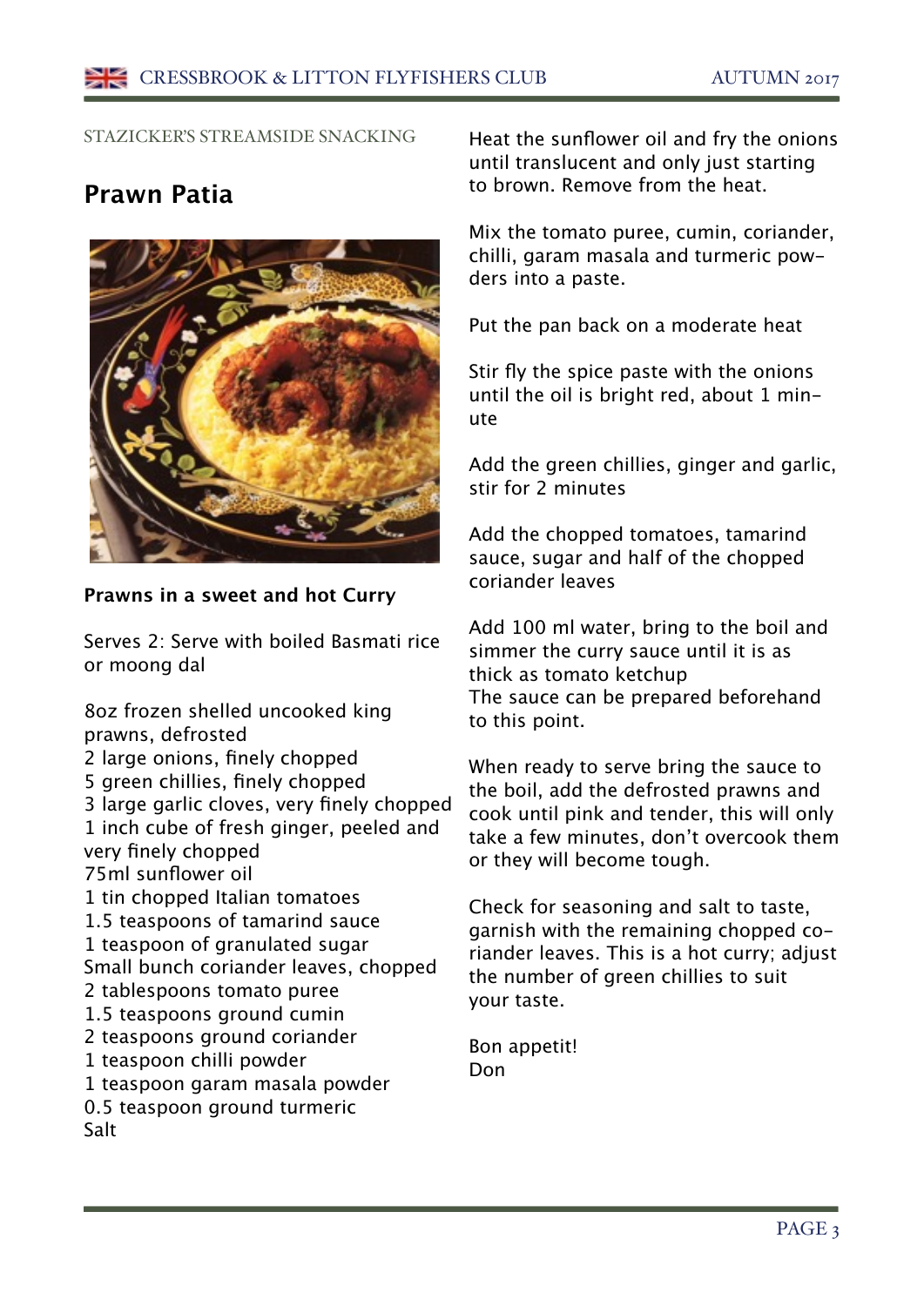STAZICKER'S STREAMSIDE SNACKING

## Prawn Patia

**Prawns in a sweet and hot Curry**

Serves 2: Serve with boiled Basmati rice or moong dal

8oz frozen shelled uncooked king prawns, defrosted
2 large onions, finely chopped
5 green chillies, finely chopped
3 large garlic cloves, very finely chopped
1 inch cube of fresh ginger, peeled and very finely chopped
75ml sunflower oil
1 tin chopped Italian tomatoes
1.5 teaspoons of tamarind sauce
1 teaspoon of granulated sugar
Small bunch coriander leaves, chopped
2 tablespoons tomato puree
1.5 teaspoons ground cumin
2 teaspoons ground coriander
1 teaspoon chilli powder
1 teaspoon garam masala powder
0.5 teaspoon ground turmeric
Salt

Heat the sunflower oil and fry the onions until translucent and only just starting to brown. Remove from the heat.

Mix the tomato puree, cumin, coriander, chilli, garam masala and turmeric powders into a paste.

Put the pan back on a moderate heat

Stir fly the spice paste with the onions until the oil is bright red, about 1 minute

Add the green chillies, ginger and garlic, stir for 2 minutes

Add the chopped tomatoes, tamarind sauce, sugar and half of the chopped coriander leaves

Add 100 ml water, bring to the boil and simmer the curry sauce until it is as thick as tomato ketchup
The sauce can be prepared beforehand to this point.

When ready to serve bring the sauce to the boil, add the defrosted prawns and cook until pink and tender, this will only take a few minutes, don't overcook them or they will become tough.

Check for seasoning and salt to taste, garnish with the remaining chopped coriander leaves. This is a hot curry; adjust the number of green chillies to suit your taste.

Bon appetit!
Don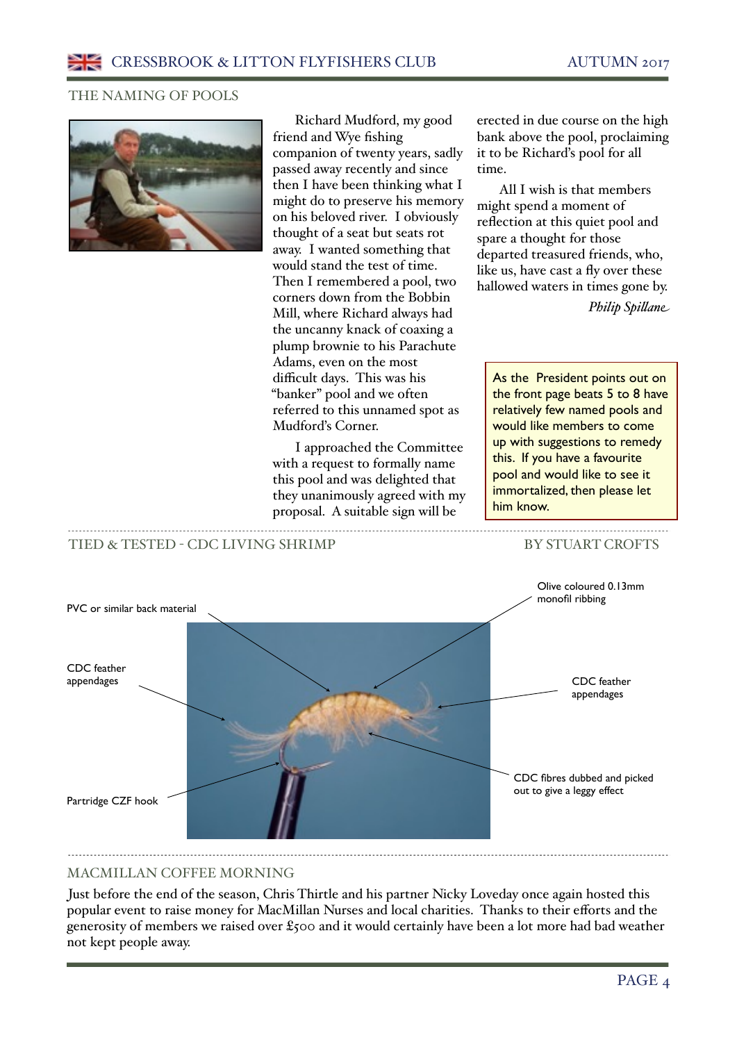## THE NAMING OF POOLS

Richard Mudford, my good friend and Wye fishing companion of twenty years, sadly passed away recently and since then I have been thinking what I might do to preserve his memory on his beloved river. I obviously thought of a seat but seats rot away. I wanted something that would stand the test of time. Then I remembered a pool, two corners down from the Bobbin Mill, where Richard always had the uncanny knack of coaxing a plump brownie to his Parachute Adams, even on the most difficult days. This was his "banker" pool and we often referred to this unnamed spot as Mudford's Corner.

I approached the Committee with a request to formally name this pool and was delighted that they unanimously agreed with my proposal. A suitable sign will be erected in due course on the high bank above the pool, proclaiming it to be Richard's pool for all time.

All I wish is that members might spend a moment of reflection at this quiet pool and spare a thought for those departed treasured friends, who, like us, have cast a fly over these hallowed waters in times gone by.

*Philip Spillane*

As the President points out on the front page beats 5 to 8 have relatively few named pools and would like members to come up with suggestions to remedy this. If you have a favourite pool and would like to see it immortalized, then please let him know.

## TIED & TESTED - CDC LIVING SHRIMP

BY STUART CROFTS

PVC or similar back material

Olive coloured 0.13mm monofil ribbing

CDC feather appendages

CDC feather appendages

CDC fibres dubbed and picked out to give a leggy effect

Partridge CZF hook

## MACMILLAN COFFEE MORNING

Just before the end of the season, Chris Thirtle and his partner Nicky Loveday once again hosted this popular event to raise money for MacMillan Nurses and local charities. Thanks to their efforts and the generosity of members we raised over £500 and it would certainly have been a lot more had bad weather not kept people away.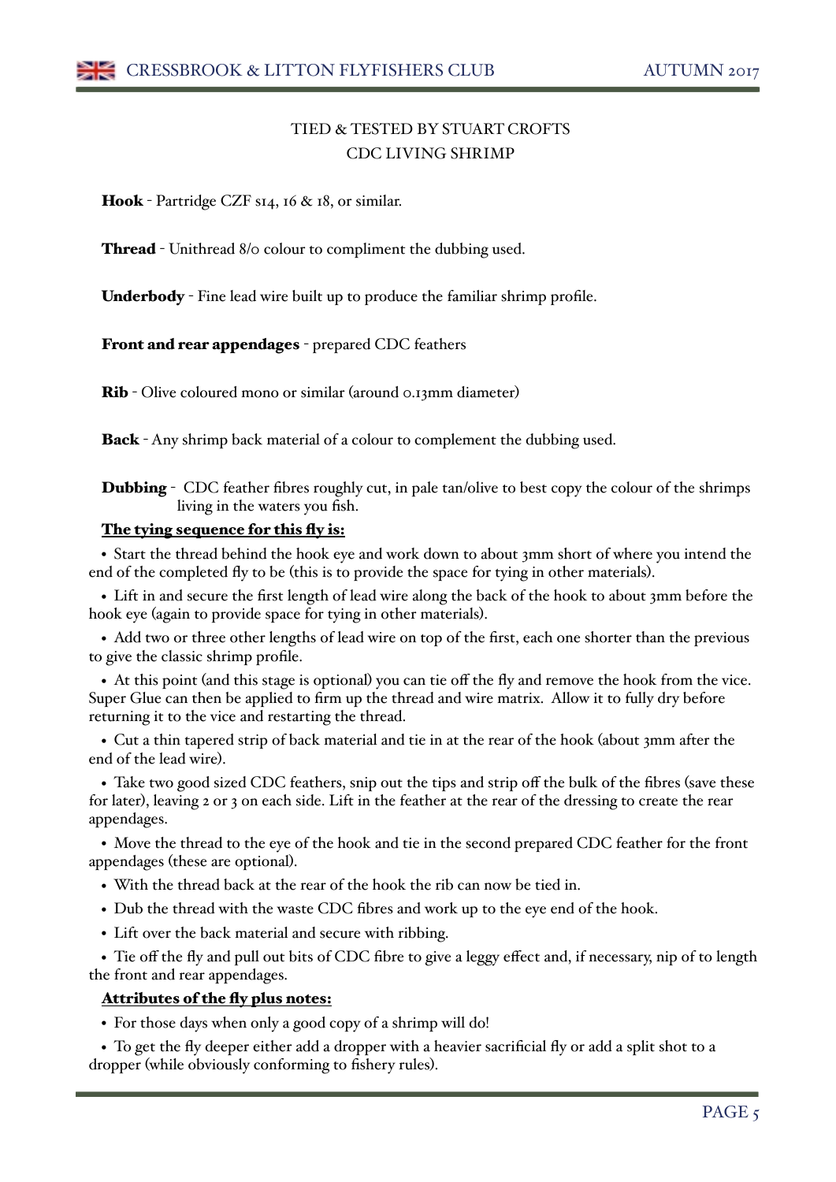## TIED & TESTED BY STUART CROFTS
## CDC LIVING SHRIMP

**Hook** - Partridge CZF s14, 16 & 18, or similar.

**Thread** - Unithread 8/0 colour to compliment the dubbing used.

**Underbody** - Fine lead wire built up to produce the familiar shrimp profile.

**Front and rear appendages** - prepared CDC feathers

**Rib** - Olive coloured mono or similar (around 0.13mm diameter)

**Back** - Any shrimp back material of a colour to complement the dubbing used.

**Dubbing** - CDC feather fibres roughly cut, in pale tan/olive to best copy the colour of the shrimps living in the waters you fish.

**<u>The tying sequence for this fly is:</u>**

- Start the thread behind the hook eye and work down to about 3mm short of where you intend the end of the completed fly to be (this is to provide the space for tying in other materials).
- Lift in and secure the first length of lead wire along the back of the hook to about 3mm before the hook eye (again to provide space for tying in other materials).
- Add two or three other lengths of lead wire on top of the first, each one shorter than the previous to give the classic shrimp profile.
- At this point (and this stage is optional) you can tie off the fly and remove the hook from the vice. Super Glue can then be applied to firm up the thread and wire matrix. Allow it to fully dry before returning it to the vice and restarting the thread.
- Cut a thin tapered strip of back material and tie in at the rear of the hook (about 3mm after the end of the lead wire).
- Take two good sized CDC feathers, snip out the tips and strip off the bulk of the fibres (save these for later), leaving 2 or 3 on each side. Lift in the feather at the rear of the dressing to create the rear appendages.
- Move the thread to the eye of the hook and tie in the second prepared CDC feather for the front appendages (these are optional).
- With the thread back at the rear of the hook the rib can now be tied in.
- Dub the thread with the waste CDC fibres and work up to the eye end of the hook.
- Lift over the back material and secure with ribbing.
- Tie off the fly and pull out bits of CDC fibre to give a leggy effect and, if necessary, nip of to length the front and rear appendages.

**<u>Attributes of the fly plus notes:</u>**

- For those days when only a good copy of a shrimp will do!
- To get the fly deeper either add a dropper with a heavier sacrificial fly or add a split shot to a dropper (while obviously conforming to fishery rules).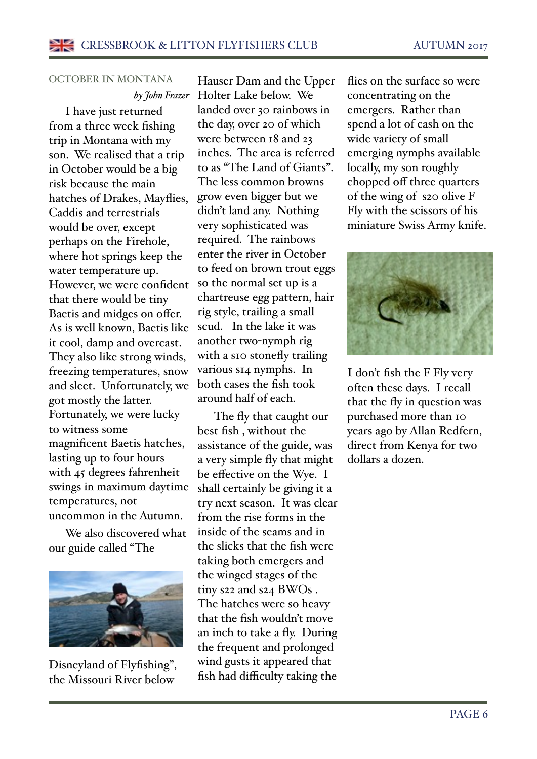## OCTOBER IN MONTANA

*by John Frazer*

I have just returned from a three week fishing trip in Montana with my son. We realised that a trip in October would be a big risk because the main hatches of Drakes, Mayflies, Caddis and terrestrials would be over, except perhaps on the Firehole, where hot springs keep the water temperature up. However, we were confident that there would be tiny Baetis and midges on offer. As is well known, Baetis like it cool, damp and overcast. They also like strong winds, freezing temperatures, snow and sleet. Unfortunately, we got mostly the latter. Fortunately, we were lucky to witness some magnificent Baetis hatches, lasting up to four hours with 45 degrees fahrenheit swings in maximum daytime temperatures, not uncommon in the Autumn.

We also discovered what our guide called "The Disneyland of Flyfishing", the Missouri River below Hauser Dam and the Upper Holter Lake below. We landed over 30 rainbows in the day, over 20 of which were between 18 and 23 inches. The area is referred to as "The Land of Giants". The less common browns grow even bigger but we didn't land any. Nothing very sophisticated was required. The rainbows enter the river in October to feed on brown trout eggs so the normal set up is a chartreuse egg pattern, hair rig style, trailing a small scud. In the lake it was another two-nymph rig with a s10 stonefly trailing various s14 nymphs. In both cases the fish took around half of each.

The fly that caught our best fish , without the assistance of the guide, was a very simple fly that might be effective on the Wye. I shall certainly be giving it a try next season. It was clear from the rise forms in the inside of the seams and in the slicks that the fish were taking both emergers and the winged stages of the tiny s22 and s24 BWOs . The hatches were so heavy that the fish wouldn't move an inch to take a fly. During the frequent and prolonged wind gusts it appeared that fish had difficulty taking the flies on the surface so were concentrating on the emergers. Rather than spend a lot of cash on the wide variety of small emerging nymphs available locally, my son roughly chopped off three quarters of the wing of s20 olive F Fly with the scissors of his miniature Swiss Army knife.

I don't fish the F Fly very often these days. I recall that the fly in question was purchased more than 10 years ago by Allan Redfern, direct from Kenya for two dollars a dozen.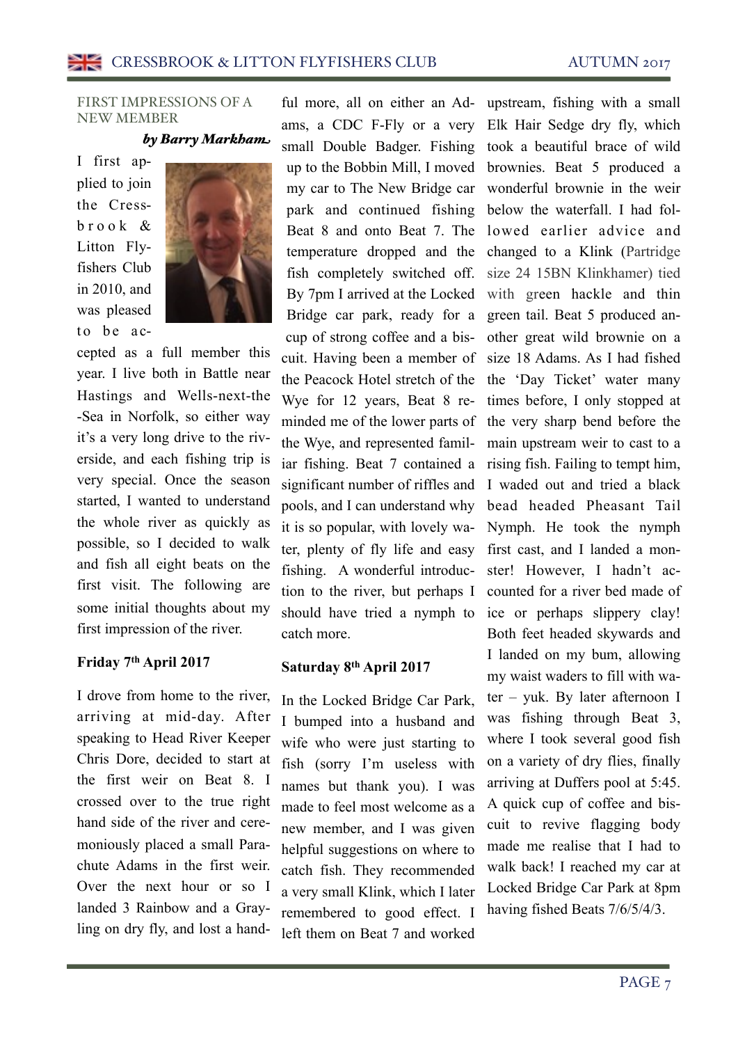## FIRST IMPRESSIONS OF A NEW MEMBER

***by Barry Markham***

I first applied to join the Cressbrook & Litton Flyfishers Club in 2010, and was pleased to be accepted as a full member this year. I live both in Battle near Hastings and Wells-next-the-Sea in Norfolk, so either way it's a very long drive to the riverside, and each fishing trip is very special. Once the season started, I wanted to understand the whole river as quickly as possible, so I decided to walk and fish all eight beats on the first visit. The following are some initial thoughts about my first impression of the river.

### Friday 7th April 2017

I drove from home to the river, arriving at mid-day. After speaking to Head River Keeper Chris Dore, decided to start at the first weir on Beat 8. I crossed over to the true right hand side of the river and ceremoniously placed a small Parachute Adams in the first weir. Over the next hour or so I landed 3 Rainbow and a Grayling on dry fly, and lost a handful more, all on either an Adams, a CDC F-Fly or a very small Double Badger. Fishing up to the Bobbin Mill, I moved my car to The New Bridge car park and continued fishing Beat 8 and onto Beat 7. The temperature dropped and the fish completely switched off. By 7pm I arrived at the Locked Bridge car park, ready for a cup of strong coffee and a biscuit. Having been a member of the Peacock Hotel stretch of the Wye for 12 years, Beat 8 reminded me of the lower parts of the Wye, and represented familiar fishing. Beat 7 contained a significant number of riffles and pools, and I can understand why it is so popular, with lovely water, plenty of fly life and easy fishing. A wonderful introduction to the river, but perhaps I should have tried a nymph to catch more.

### Saturday 8th April 2017

In the Locked Bridge Car Park, I bumped into a husband and wife who were just starting to fish (sorry I'm useless with names but thank you). I was made to feel most welcome as a new member, and I was given helpful suggestions on where to catch fish. They recommended a very small Klink, which I later remembered to good effect. I left them on Beat 7 and worked upstream, fishing with a small Elk Hair Sedge dry fly, which took a beautiful brace of wild brownies. Beat 5 produced a wonderful brownie in the weir below the waterfall. I had followed earlier advice and changed to a Klink (Partridge size 24 15BN Klinkhamer) tied with green hackle and thin green tail. Beat 5 produced another great wild brownie on a size 18 Adams. As I had fished the 'Day Ticket' water many times before, I only stopped at the very sharp bend before the main upstream weir to cast to a rising fish. Failing to tempt him, I waded out and tried a black bead headed Pheasant Tail Nymph. He took the nymph first cast, and I landed a monster! However, I hadn't accounted for a river bed made of ice or perhaps slippery clay! Both feet headed skywards and I landed on my bum, allowing my waist waders to fill with water – yuk. By later afternoon I was fishing through Beat 3, where I took several good fish on a variety of dry flies, finally arriving at Duffers pool at 5:45. A quick cup of coffee and biscuit to revive flagging body made me realise that I had to walk back! I reached my car at Locked Bridge Car Park at 8pm having fished Beats 7/6/5/4/3.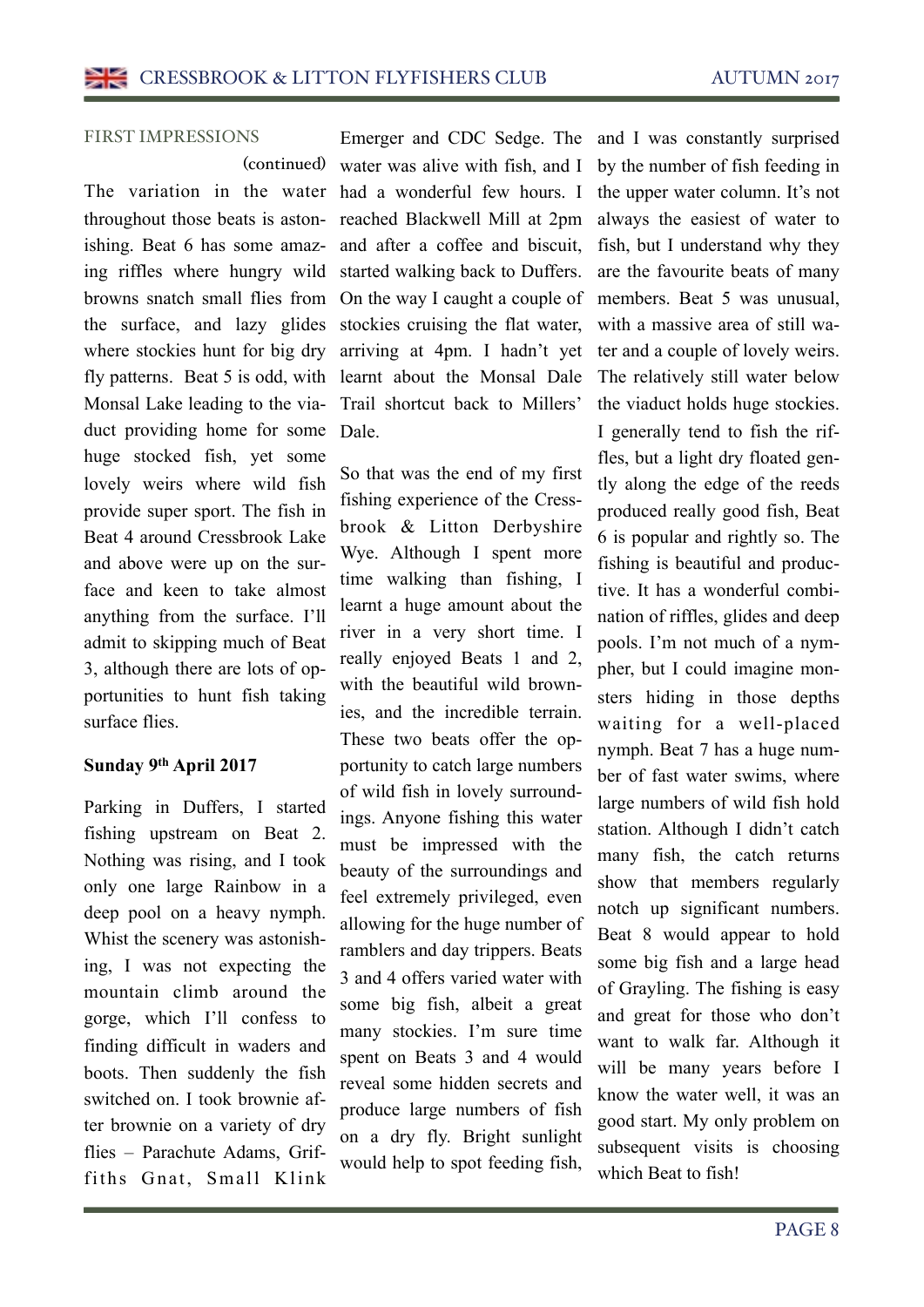## FIRST IMPRESSIONS

(continued)

The variation in the water throughout those beats is astonishing. Beat 6 has some amazing riffles where hungry wild browns snatch small flies from the surface, and lazy glides where stockies hunt for big dry fly patterns. Beat 5 is odd, with Monsal Lake leading to the viaduct providing home for some huge stocked fish, yet some lovely weirs where wild fish provide super sport. The fish in Beat 4 around Cressbrook Lake and above were up on the surface and keen to take almost anything from the surface. I'll admit to skipping much of Beat 3, although there are lots of opportunities to hunt fish taking surface flies.

**Sunday 9th April 2017**

Parking in Duffers, I started fishing upstream on Beat 2. Nothing was rising, and I took only one large Rainbow in a deep pool on a heavy nymph. Whist the scenery was astonishing, I was not expecting the mountain climb around the gorge, which I'll confess to finding difficult in waders and boots. Then suddenly the fish switched on. I took brownie after brownie on a variety of dry flies – Parachute Adams, Griffiths Gnat, Small Klink Emerger and CDC Sedge. The water was alive with fish, and I had a wonderful few hours. I reached Blackwell Mill at 2pm and after a coffee and biscuit, started walking back to Duffers. On the way I caught a couple of stockies cruising the flat water, arriving at 4pm. I hadn't yet learnt about the Monsal Dale Trail shortcut back to Millers' Dale.

So that was the end of my first fishing experience of the Cressbrook & Litton Derbyshire Wye. Although I spent more time walking than fishing, I learnt a huge amount about the river in a very short time. I really enjoyed Beats 1 and 2, with the beautiful wild brownies, and the incredible terrain. These two beats offer the opportunity to catch large numbers of wild fish in lovely surroundings. Anyone fishing this water must be impressed with the beauty of the surroundings and feel extremely privileged, even allowing for the huge number of ramblers and day trippers. Beats 3 and 4 offers varied water with some big fish, albeit a great many stockies. I'm sure time spent on Beats 3 and 4 would reveal some hidden secrets and produce large numbers of fish on a dry fly. Bright sunlight would help to spot feeding fish, and I was constantly surprised by the number of fish feeding in the upper water column. It's not always the easiest of water to fish, but I understand why they are the favourite beats of many members. Beat 5 was unusual, with a massive area of still water and a couple of lovely weirs. The relatively still water below the viaduct holds huge stockies. I generally tend to fish the riffles, but a light dry floated gently along the edge of the reeds produced really good fish, Beat 6 is popular and rightly so. The fishing is beautiful and productive. It has a wonderful combination of riffles, glides and deep pools. I'm not much of a nympher, but I could imagine monsters hiding in those depths waiting for a well-placed nymph. Beat 7 has a huge number of fast water swims, where large numbers of wild fish hold station. Although I didn't catch many fish, the catch returns show that members regularly notch up significant numbers. Beat 8 would appear to hold some big fish and a large head of Grayling. The fishing is easy and great for those who don't want to walk far. Although it will be many years before I know the water well, it was an good start. My only problem on subsequent visits is choosing which Beat to fish!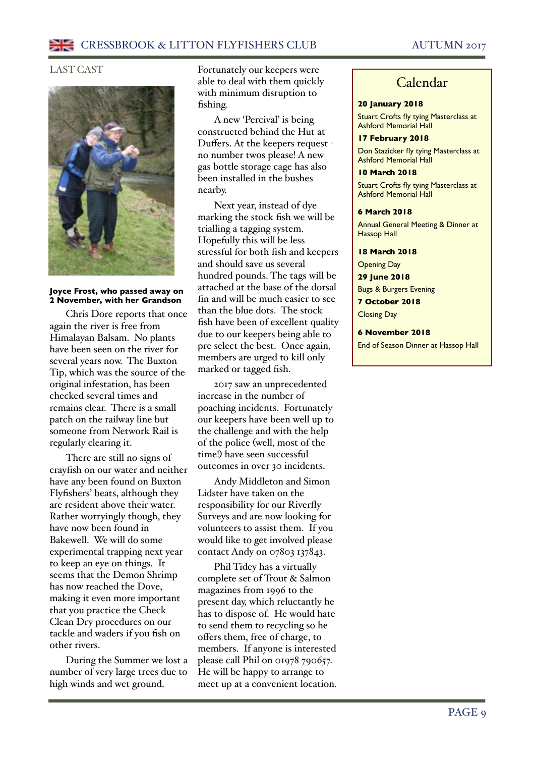## LAST CAST

**Joyce Frost, who passed away on 2 November, with her Grandson**

Chris Dore reports that once again the river is free from Himalayan Balsam. No plants have been seen on the river for several years now. The Buxton Tip, which was the source of the original infestation, has been checked several times and remains clear. There is a small patch on the railway line but someone from Network Rail is regularly clearing it.

There are still no signs of crayfish on our water and neither have any been found on Buxton Flyfishers' beats, although they are resident above their water. Rather worryingly though, they have now been found in Bakewell. We will do some experimental trapping next year to keep an eye on things. It seems that the Demon Shrimp has now reached the Dove, making it even more important that you practice the Check Clean Dry procedures on our tackle and waders if you fish on other rivers.

During the Summer we lost a number of very large trees due to high winds and wet ground. Fortunately our keepers were able to deal with them quickly with minimum disruption to fishing.

A new 'Percival' is being constructed behind the Hut at Duffers. At the keepers request - no number twos please! A new gas bottle storage cage has also been installed in the bushes nearby.

Next year, instead of dye marking the stock fish we will be trialling a tagging system. Hopefully this will be less stressful for both fish and keepers and should save us several hundred pounds. The tags will be attached at the base of the dorsal fin and will be much easier to see than the blue dots. The stock fish have been of excellent quality due to our keepers being able to pre select the best. Once again, members are urged to kill only marked or tagged fish.

2017 saw an unprecedented increase in the number of poaching incidents. Fortunately our keepers have been well up to the challenge and with the help of the police (well, most of the time!) have seen successful outcomes in over 30 incidents.

Andy Middleton and Simon Lidster have taken on the responsibility for our Riverfly Surveys and are now looking for volunteers to assist them. If you would like to get involved please contact Andy on 07803 137843.

Phil Tidey has a virtually complete set of Trout & Salmon magazines from 1996 to the present day, which reluctantly he has to dispose of. He would hate to send them to recycling so he offers them, free of charge, to members. If anyone is interested please call Phil on 01978 790657. He will be happy to arrange to meet up at a convenient location.

## Calendar

**20 January 2018**
Stuart Crofts fly tying Masterclass at Ashford Memorial Hall

**17 February 2018**
Don Stazicker fly tying Masterclass at Ashford Memorial Hall

**10 March 2018**
Stuart Crofts fly tying Masterclass at Ashford Memorial Hall

**6 March 2018**
Annual General Meeting & Dinner at Hassop Hall

**18 March 2018**
Opening Day

**29 June 2018**
Bugs & Burgers Evening

**7 October 2018**
Closing Day

**6 November 2018**
End of Season Dinner at Hassop Hall